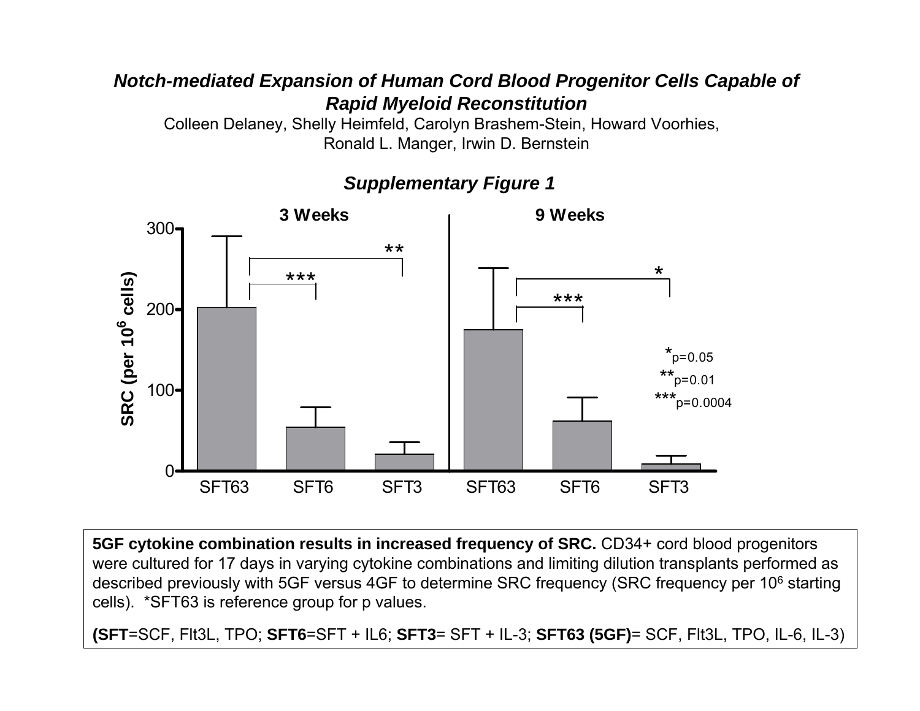# *Notch-mediated Expansion of Human Cord Blood Progenitor Cells Capable of Rapid Myeloid Reconstitution*

Colleen Delaney, Shelly Heimfeld, Carolyn Brashem-Stein, Howard Voorhies, Ronald L. Manger, Irwin D. Bernstein

## *Supplementary Figure 1*

**5GF cytokine combination results in increased frequency of SRC.** CD34+ cord blood progenitors were cultured for 17 days in varying cytokine combinations and limiting dilution transplants performed as described previously with 5GF versus 4GF to determine SRC frequency (SRC frequency per $10^6$ starting cells). *SFT63 is reference group for p values.

(**SFT**=SCF, Flt3L, TPO; **SFT6**=SFT + IL6; **SFT3**= SFT + IL-3; **SFT63 (5GF)**= SCF, Flt3L, TPO, IL-6, IL-3)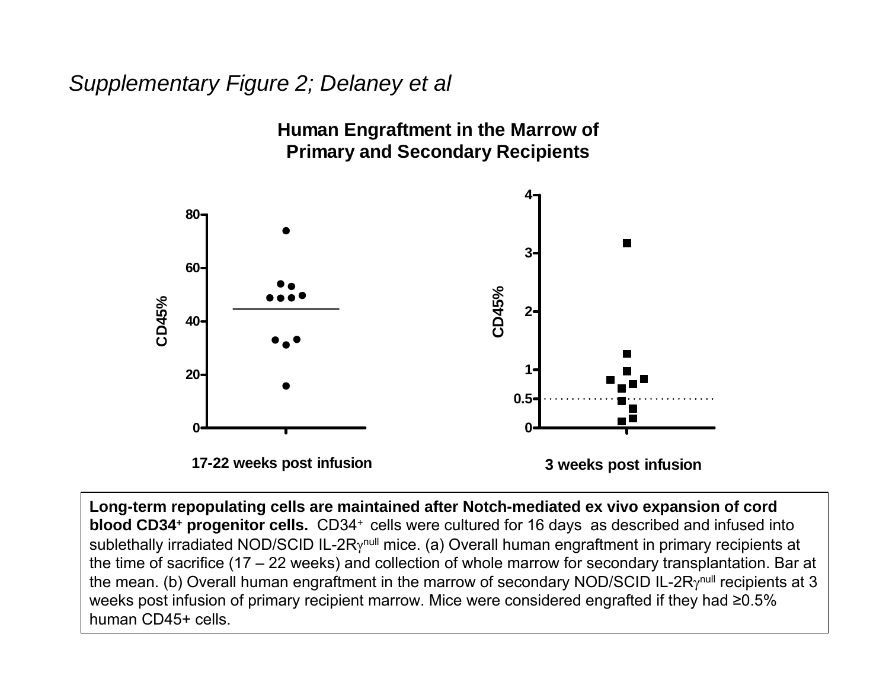*Supplementary Figure 2; Delaney et al*

**Human Engraftment in the Marrow of Primary and Secondary Recipients**

**Long-term repopulating cells are maintained after Notch-mediated ex vivo expansion of cord blood CD34$^+$ progenitor cells.** CD34$^+$ cells were cultured for 16 days as described and infused into sublethally irradiated NOD/SCID IL-2R$\gamma^{null}$ mice. (a) Overall human engraftment in primary recipients at the time of sacrifice (17 – 22 weeks) and collection of whole marrow for secondary transplantation. Bar at the mean. (b) Overall human engraftment in the marrow of secondary NOD/SCID IL-2R$\gamma^{null}$ recipients at 3 weeks post infusion of primary recipient marrow. Mice were considered engrafted if they had ≥0.5% human CD45+ cells.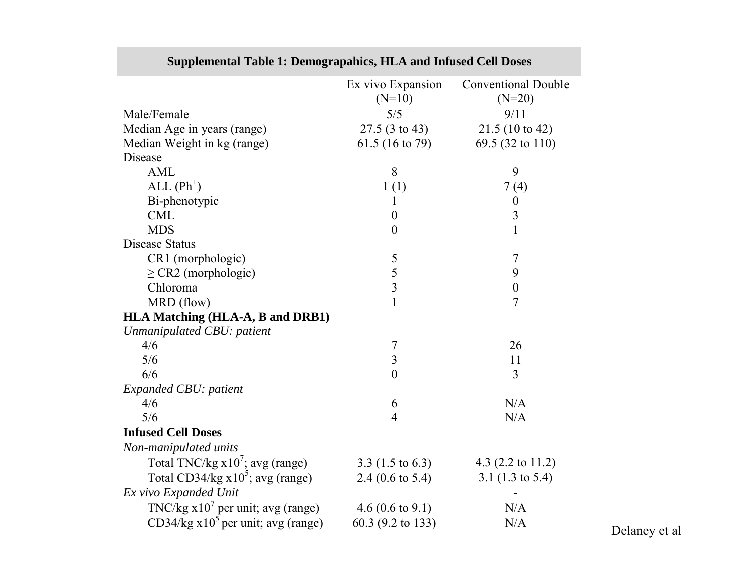**Supplemental Table 1: Demograpahics, HLA and Infused Cell Doses**

| | Ex vivo Expansion (N=10) | Conventional Double (N=20) |
|---|---|---|
| Male/Female | 5/5 | 9/11 |
| Median Age in years (range) | 27.5 (3 to 43) | 21.5 (10 to 42) |
| Median Weight in kg (range) | 61.5 (16 to 79) | 69.5 (32 to 110) |
| Disease | | |
| AML | 8 | 9 |
| ALL ($Ph^+$) | 1 (1) | 7 (4) |
| Bi-phenotypic | 1 | 0 |
| CML | 0 | 3 |
| MDS | 0 | 1 |
| Disease Status | | |
| CR1 (morphologic) | 5 | 7 |
| ≥ CR2 (morphologic) | 5 | 9 |
| Chloroma | 3 | 0 |
| MRD (flow) | 1 | 7 |
| **HLA Matching (HLA-A, B and DRB1)** | | |
| *Unmanipulated CBU: patient* | | |
| 4/6 | 7 | 26 |
| 5/6 | 3 | 11 |
| 6/6 | 0 | 3 |
| *Expanded CBU: patient* | | |
| 4/6 | 6 | N/A |
| 5/6 | 4 | N/A |
| **Infused Cell Doses** | | |
| *Non-manipulated units* | | |
| Total TNC/kg $x10^7$; avg (range) | 3.3 (1.5 to 6.3) | 4.3 (2.2 to 11.2) |
| Total CD34/kg $x10^5$; avg (range) | 2.4 (0.6 to 5.4) | 3.1 (1.3 to 5.4) |
| *Ex vivo Expanded Unit* | | - |
| TNC/kg $x10^7$ per unit; avg (range) | 4.6 (0.6 to 9.1) | N/A |
| CD34/kg $x10^5$ per unit; avg (range) | 60.3 (9.2 to 133) | N/A |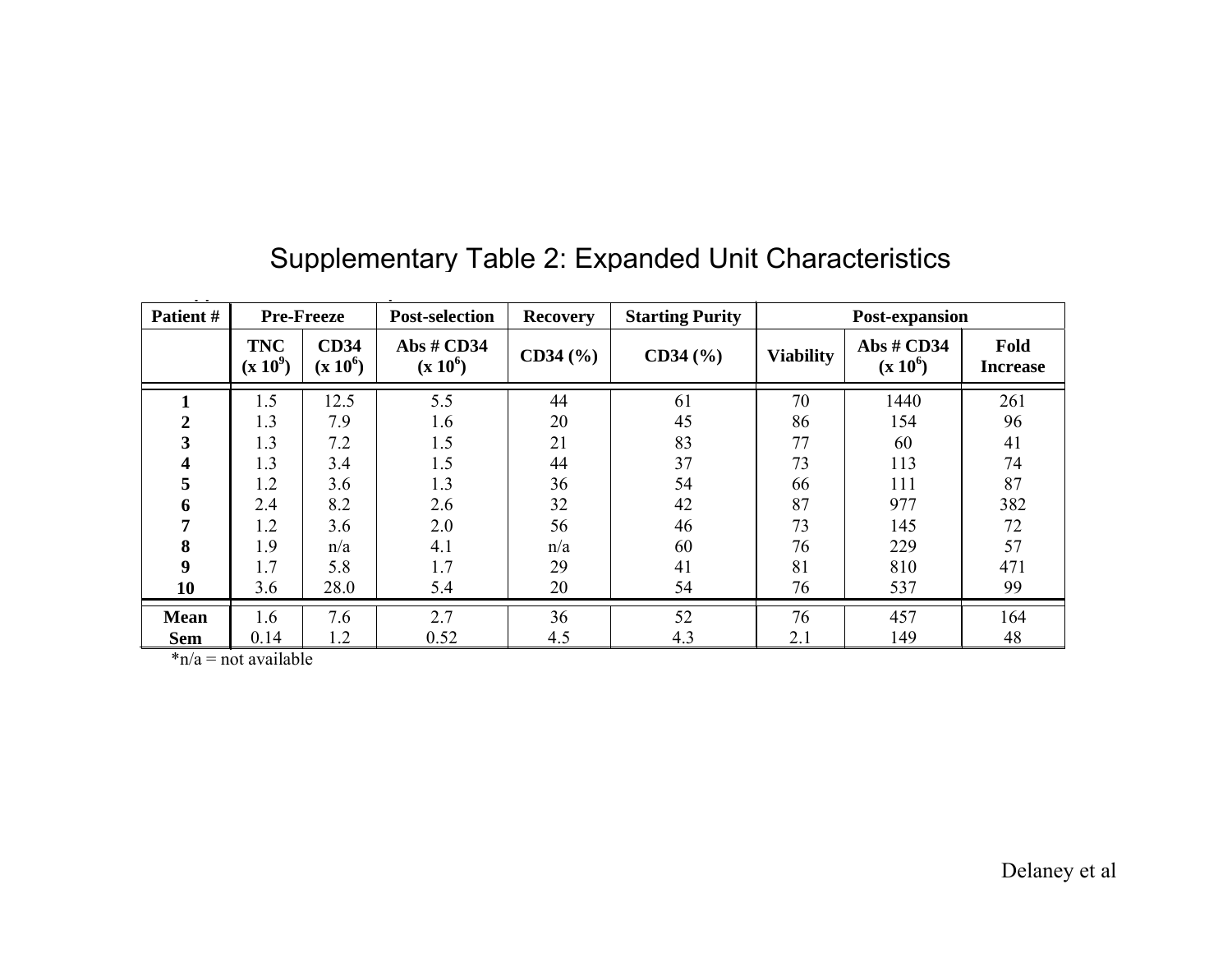# Supplementary Table 2: Expanded Unit Characteristics

| Patient # | Pre-Freeze | | Post-selection | Recovery | Starting Purity | Post-expansion | | |
|---|---|---|---|---|---|---|---|---|
| | TNC ($x 10^9$) | CD34 ($x 10^6$) | Abs # CD34 ($x 10^6$) | CD34 (%) | CD34 (%) | Viability | Abs # CD34 ($x 10^6$) | Fold Increase |
| **1** | 1.5 | 12.5 | 5.5 | 44 | 61 | 70 | 1440 | 261 |
| **2** | 1.3 | 7.9 | 1.6 | 20 | 45 | 86 | 154 | 96 |
| **3** | 1.3 | 7.2 | 1.5 | 21 | 83 | 77 | 60 | 41 |
| **4** | 1.3 | 3.4 | 1.5 | 44 | 37 | 73 | 113 | 74 |
| **5** | 1.2 | 3.6 | 1.3 | 36 | 54 | 66 | 111 | 87 |
| **6** | 2.4 | 8.2 | 2.6 | 32 | 42 | 87 | 977 | 382 |
| **7** | 1.2 | 3.6 | 2.0 | 56 | 46 | 73 | 145 | 72 |
| **8** | 1.9 | n/a | 4.1 | n/a | 60 | 76 | 229 | 57 |
| **9** | 1.7 | 5.8 | 1.7 | 29 | 41 | 81 | 810 | 471 |
| **10** | 3.6 | 28.0 | 5.4 | 20 | 54 | 76 | 537 | 99 |
| **Mean** | 1.6 | 7.6 | 2.7 | 36 | 52 | 76 | 457 | 164 |
| **Sem** | 0.14 | 1.2 | 0.52 | 4.5 | 4.3 | 2.1 | 149 | 48 |

*n/a = not available

Delaney et al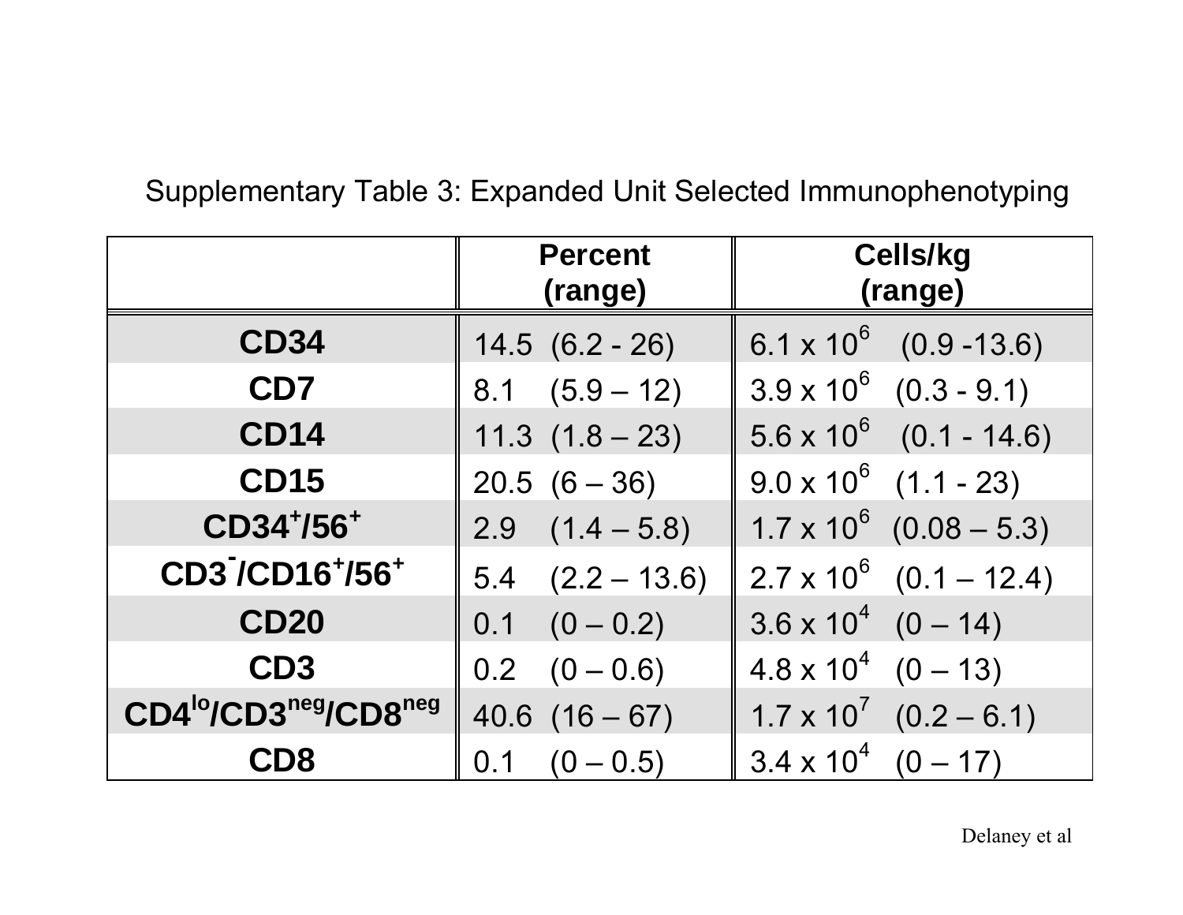Supplementary Table 3: Expanded Unit Selected Immunophenotyping

| | Percent (range) | Cells/kg (range) |
|---|---|---|
| **CD34** | 14.5 (6.2 - 26) | $6.1 \times 10^6$ (0.9 -13.6) |
| **CD7** | 8.1 (5.9 – 12) | $3.9 \times 10^6$ (0.3 - 9.1) |
| **CD14** | 11.3 (1.8 – 23) | $5.6 \times 10^6$ (0.1 - 14.6) |
| **CD15** | 20.5 (6 – 36) | $9.0 \times 10^6$ (1.1 - 23) |
| **$CD34^+/56^+$** | 2.9 (1.4 – 5.8) | $1.7 \times 10^6$ (0.08 – 5.3) |
| **$CD3^-/CD16^+/56^+$** | 5.4 (2.2 – 13.6) | $2.7 \times 10^6$ (0.1 – 12.4) |
| **CD20** | 0.1 (0 – 0.2) | $3.6 \times 10^4$ (0 – 14) |
| **CD3** | 0.2 (0 – 0.6) | $4.8 \times 10^4$ (0 – 13) |
| **$CD4^{lo}/CD3^{neg}/CD8^{neg}$** | 40.6 (16 – 67) | $1.7 \times 10^7$ (0.2 – 6.1) |
| **CD8** | 0.1 (0 – 0.5) | $3.4 \times 10^4$ (0 – 17) |

Delaney et al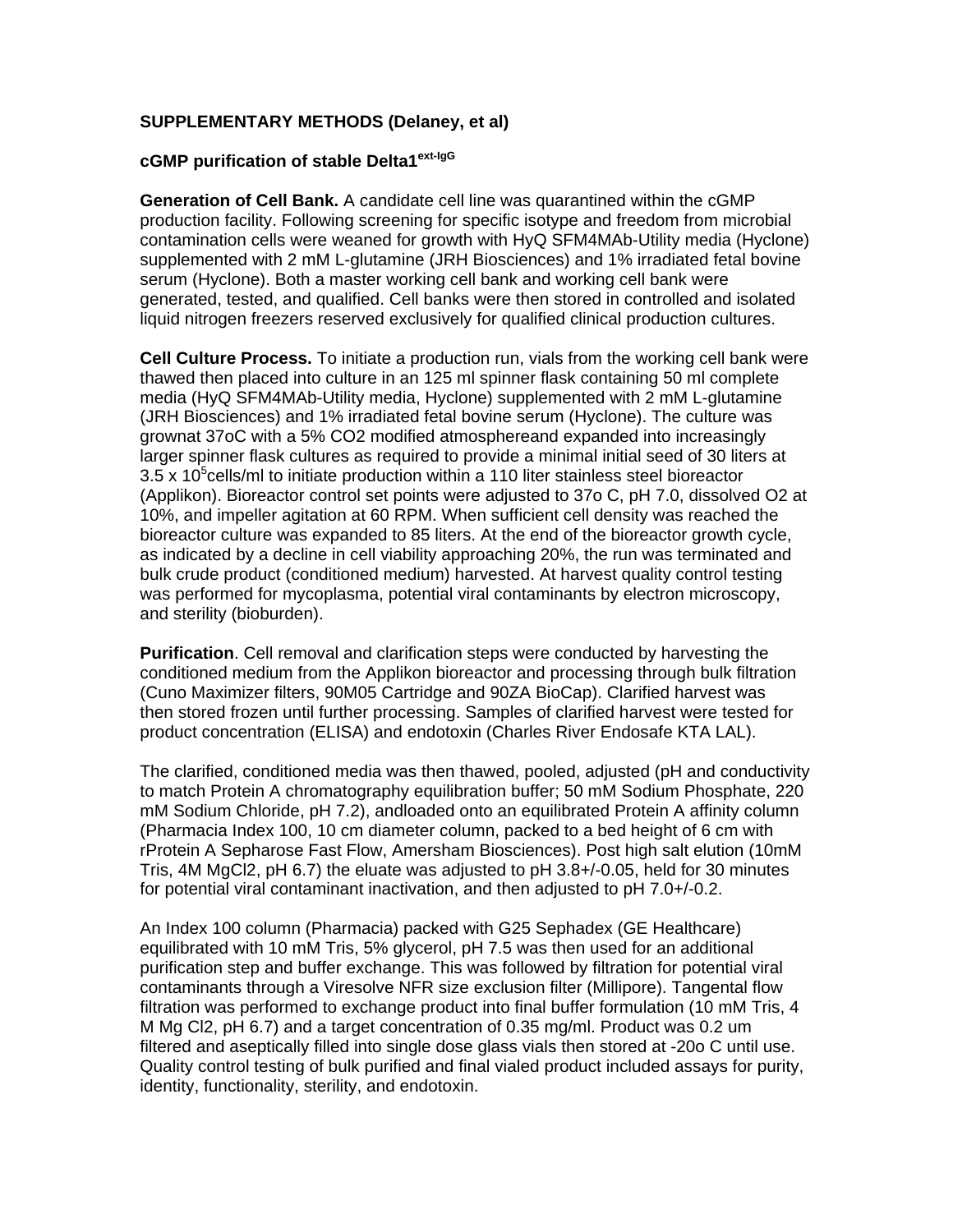**SUPPLEMENTARY METHODS (Delaney, et al)**

**cGMP purification of stable Delta1$^{ext\text{-}IgG}$**

**Generation of Cell Bank.** A candidate cell line was quarantined within the cGMP production facility. Following screening for specific isotype and freedom from microbial contamination cells were weaned for growth with HyQ SFM4MAb-Utility media (Hyclone) supplemented with 2 mM L-glutamine (JRH Biosciences) and 1% irradiated fetal bovine serum (Hyclone). Both a master working cell bank and working cell bank were generated, tested, and qualified. Cell banks were then stored in controlled and isolated liquid nitrogen freezers reserved exclusively for qualified clinical production cultures.

**Cell Culture Process.** To initiate a production run, vials from the working cell bank were thawed then placed into culture in an 125 ml spinner flask containing 50 ml complete media (HyQ SFM4MAb-Utility media, Hyclone) supplemented with 2 mM L-glutamine (JRH Biosciences) and 1% irradiated fetal bovine serum (Hyclone). The culture was grownat 37oC with a 5% CO2 modified atmosphereand expanded into increasingly larger spinner flask cultures as required to provide a minimal initial seed of 30 liters at $3.5 \times 10^5$cells/ml to initiate production within a 110 liter stainless steel bioreactor (Applikon). Bioreactor control set points were adjusted to 37o C, pH 7.0, dissolved O2 at 10%, and impeller agitation at 60 RPM. When sufficient cell density was reached the bioreactor culture was expanded to 85 liters. At the end of the bioreactor growth cycle, as indicated by a decline in cell viability approaching 20%, the run was terminated and bulk crude product (conditioned medium) harvested. At harvest quality control testing was performed for mycoplasma, potential viral contaminants by electron microscopy, and sterility (bioburden).

**Purification**. Cell removal and clarification steps were conducted by harvesting the conditioned medium from the Applikon bioreactor and processing through bulk filtration (Cuno Maximizer filters, 90M05 Cartridge and 90ZA BioCap). Clarified harvest was then stored frozen until further processing. Samples of clarified harvest were tested for product concentration (ELISA) and endotoxin (Charles River Endosafe KTA LAL).

The clarified, conditioned media was then thawed, pooled, adjusted (pH and conductivity to match Protein A chromatography equilibration buffer; 50 mM Sodium Phosphate, 220 mM Sodium Chloride, pH 7.2), andloaded onto an equilibrated Protein A affinity column (Pharmacia Index 100, 10 cm diameter column, packed to a bed height of 6 cm with rProtein A Sepharose Fast Flow, Amersham Biosciences). Post high salt elution (10mM Tris, 4M MgCl2, pH 6.7) the eluate was adjusted to pH 3.8+/-0.05, held for 30 minutes for potential viral contaminant inactivation, and then adjusted to pH 7.0+/-0.2.

An Index 100 column (Pharmacia) packed with G25 Sephadex (GE Healthcare) equilibrated with 10 mM Tris, 5% glycerol, pH 7.5 was then used for an additional purification step and buffer exchange. This was followed by filtration for potential viral contaminants through a Viresolve NFR size exclusion filter (Millipore). Tangental flow filtration was performed to exchange product into final buffer formulation (10 mM Tris, 4 M Mg Cl2, pH 6.7) and a target concentration of 0.35 mg/ml. Product was 0.2 um filtered and aseptically filled into single dose glass vials then stored at -20o C until use. Quality control testing of bulk purified and final vialed product included assays for purity, identity, functionality, sterility, and endotoxin.